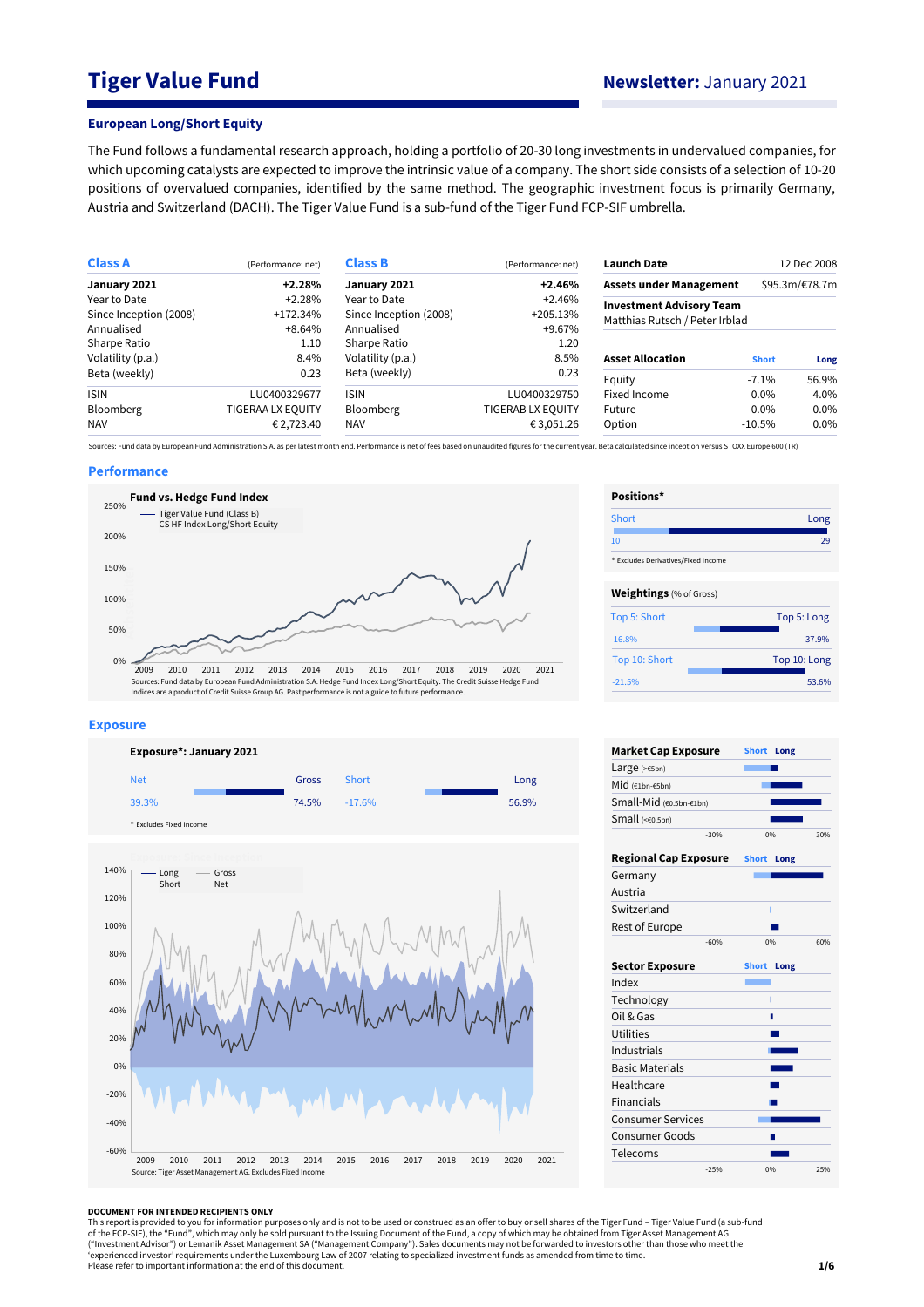# Tiger Value Fund

**Newsletter:** January 2021

### European Long/Short Equity

The Fund follows a fundamental research approach, holding a portfolio of 20-30 long investments in undervalued companies, for which upcoming catalysts are expected to improve the intrinsic value of a company. The short side consists of a selection of 10-20 positions of overvalued companies, identified by the same method. The geographic investment focus is primarily Germany, Austria and Switzerland (DACH). The Tiger Value Fund is a sub-fund of the Tiger Fund FCP-SIF umbrella.

| **Class A** | (Performance: net) |
|---|---|
| **January 2021** | **+2.28%** |
| Year to Date | +2.28% |
| Since Inception (2008) | +172.34% |
| Annualised | +8.64% |
| Sharpe Ratio | 1.10 |
| Volatility (p.a.) | 8.4% |
| Beta (weekly) | 0.23 |
| ISIN | LU0400329677 |
| Bloomberg | TIGERAA LX EQUITY |
| NAV | € 2,723.40 |

| **Class B** | (Performance: net) |
|---|---|
| **January 2021** | **+2.46%** |
| Year to Date | +2.46% |
| Since Inception (2008) | +205.13% |
| Annualised | +9.67% |
| Sharpe Ratio | 1.20 |
| Volatility (p.a.) | 8.5% |
| Beta (weekly) | 0.23 |
| ISIN | LU0400329750 |
| Bloomberg | TIGERAB LX EQUITY |
| NAV | € 3,051.26 |

| | |
|---|---|
| **Launch Date** | 12 Dec 2008 |
| **Assets under Management** | \$95.3m/€78.7m |
| **Investment Advisory Team** | Matthias Rutsch / Peter Irblad |

| **Asset Allocation** | **Short** | **Long** |
|---|---|---|
| Equity | -7.1% | 56.9% |
| Fixed Income | 0.0% | 4.0% |
| Future | 0.0% | 0.0% |
| Option | -10.5% | 0.0% |

Sources: Fund data by European Fund Administration S.A. as per latest month end. Performance is net of fees based on unaudited figures for the current year. Beta calculated since inception versus STOXX Europe 600 (TR)

## Performance

**Fund vs. Hedge Fund Index**

Sources: Fund data by European Fund Administration S.A. Hedge Fund Index Long/Short Equity. The Credit Suisse Hedge Fund Indices are a product of Credit Suisse Group AG. Past performance is not a guide to future performance.

**Positions***

| Short | Long |
|---|---|
| 10 | 29 |

* Excludes Derivatives/Fixed Income

**Weightings** (% of Gross)

| Top 5: Short | Top 5: Long |
|---|---|
| -16.8% | 37.9% |

| Top 10: Short | Top 10: Long |
|---|---|
| -21.5% | 53.6% |

## Exposure

**Exposure*: January 2021**

| Net | Gross | Short | Long |
|---|---|---|---|
| 39.3% | 74.5% | -17.6% | 56.9% |

* Excludes Fixed Income

Source: Tiger Asset Management AG. Excludes Fixed Income

**Market Cap Exposure**: Large (>€5bn), Mid (€1bn-€5bn), Small-Mid (€0.5bn-€1bn), Small (<€0.5bn)

**Regional Cap Exposure**: Germany, Austria, Switzerland, Rest of Europe

**Sector Exposure**: Index, Technology, Oil & Gas, Utilities, Industrials, Basic Materials, Healthcare, Financials, Consumer Services, Consumer Goods, Telecoms

**DOCUMENT FOR INTENDED RECIPIENTS ONLY**

This report is provided to you for information purposes only and is not to be used or construed as an offer to buy or sell shares of the Tiger Fund – Tiger Value Fund (a sub-fund of the FCP-SIF), the "Fund", which may only be sold pursuant to the Issuing Document of the Fund, a copy of which may be obtained from Tiger Asset Management AG ("Investment Advisor") or Lemanik Asset Management SA ("Management Company"). Sales documents may not be forwarded to investors other than those who meet the 'experienced investor' requirements under the Luxembourg Law of 2007 relating to specialized investment funds as amended from time to time.
Please refer to important information at the end of this document.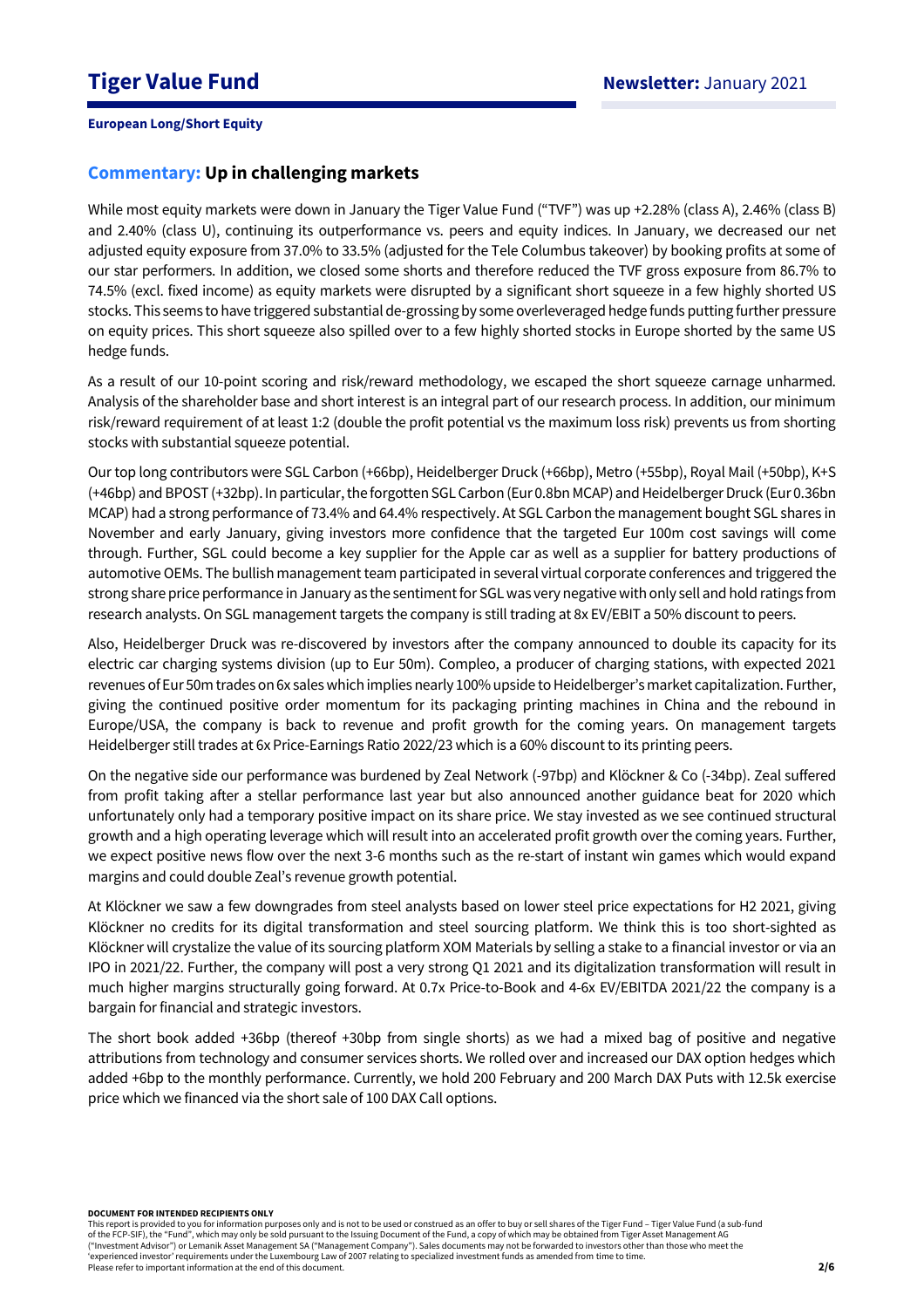# Tiger Value Fund

**Newsletter:** January 2021

**European Long/Short Equity**

## Commentary: Up in challenging markets

While most equity markets were down in January the Tiger Value Fund ("TVF") was up +2.28% (class A), 2.46% (class B) and 2.40% (class U), continuing its outperformance vs. peers and equity indices. In January, we decreased our net adjusted equity exposure from 37.0% to 33.5% (adjusted for the Tele Columbus takeover) by booking profits at some of our star performers. In addition, we closed some shorts and therefore reduced the TVF gross exposure from 86.7% to 74.5% (excl. fixed income) as equity markets were disrupted by a significant short squeeze in a few highly shorted US stocks. This seems to have triggered substantial de-grossing by some overleveraged hedge funds putting further pressure on equity prices. This short squeeze also spilled over to a few highly shorted stocks in Europe shorted by the same US hedge funds.

As a result of our 10-point scoring and risk/reward methodology, we escaped the short squeeze carnage unharmed. Analysis of the shareholder base and short interest is an integral part of our research process. In addition, our minimum risk/reward requirement of at least 1:2 (double the profit potential vs the maximum loss risk) prevents us from shorting stocks with substantial squeeze potential.

Our top long contributors were SGL Carbon (+66bp), Heidelberger Druck (+66bp), Metro (+55bp), Royal Mail (+50bp), K+S (+46bp) and BPOST (+32bp). In particular, the forgotten SGL Carbon (Eur 0.8bn MCAP) and Heidelberger Druck (Eur 0.36bn MCAP) had a strong performance of 73.4% and 64.4% respectively. At SGL Carbon the management bought SGL shares in November and early January, giving investors more confidence that the targeted Eur 100m cost savings will come through. Further, SGL could become a key supplier for the Apple car as well as a supplier for battery productions of automotive OEMs. The bullish management team participated in several virtual corporate conferences and triggered the strong share price performance in January as the sentiment for SGL was very negative with only sell and hold ratings from research analysts. On SGL management targets the company is still trading at 8x EV/EBIT a 50% discount to peers.

Also, Heidelberger Druck was re-discovered by investors after the company announced to double its capacity for its electric car charging systems division (up to Eur 50m). Compleo, a producer of charging stations, with expected 2021 revenues of Eur 50m trades on 6x sales which implies nearly 100% upside to Heidelberger's market capitalization. Further, giving the continued positive order momentum for its packaging printing machines in China and the rebound in Europe/USA, the company is back to revenue and profit growth for the coming years. On management targets Heidelberger still trades at 6x Price-Earnings Ratio 2022/23 which is a 60% discount to its printing peers.

On the negative side our performance was burdened by Zeal Network (-97bp) and Klöckner & Co (-34bp). Zeal suffered from profit taking after a stellar performance last year but also announced another guidance beat for 2020 which unfortunately only had a temporary positive impact on its share price. We stay invested as we see continued structural growth and a high operating leverage which will result into an accelerated profit growth over the coming years. Further, we expect positive news flow over the next 3-6 months such as the re-start of instant win games which would expand margins and could double Zeal's revenue growth potential.

At Klöckner we saw a few downgrades from steel analysts based on lower steel price expectations for H2 2021, giving Klöckner no credits for its digital transformation and steel sourcing platform. We think this is too short-sighted as Klöckner will crystalize the value of its sourcing platform XOM Materials by selling a stake to a financial investor or via an IPO in 2021/22. Further, the company will post a very strong Q1 2021 and its digitalization transformation will result in much higher margins structurally going forward. At 0.7x Price-to-Book and 4-6x EV/EBITDA 2021/22 the company is a bargain for financial and strategic investors.

The short book added +36bp (thereof +30bp from single shorts) as we had a mixed bag of positive and negative attributions from technology and consumer services shorts. We rolled over and increased our DAX option hedges which added +6bp to the monthly performance. Currently, we hold 200 February and 200 March DAX Puts with 12.5k exercise price which we financed via the short sale of 100 DAX Call options.

**DOCUMENT FOR INTENDED RECIPIENTS ONLY**

This report is provided to you for information purposes only and is not to be used or construed as an offer to buy or sell shares of the Tiger Fund – Tiger Value Fund (a sub-fund of the FCP-SIF), the "Fund", which may only be sold pursuant to the Issuing Document of the Fund, a copy of which may be obtained from Tiger Asset Management AG ("Investment Advisor") or Lemanik Asset Management SA ("Management Company"). Sales documents may not be forwarded to investors other than those who meet the 'experienced investor' requirements under the Luxembourg Law of 2007 relating to specialized investment funds as amended from time to time.
Please refer to important information at the end of this document.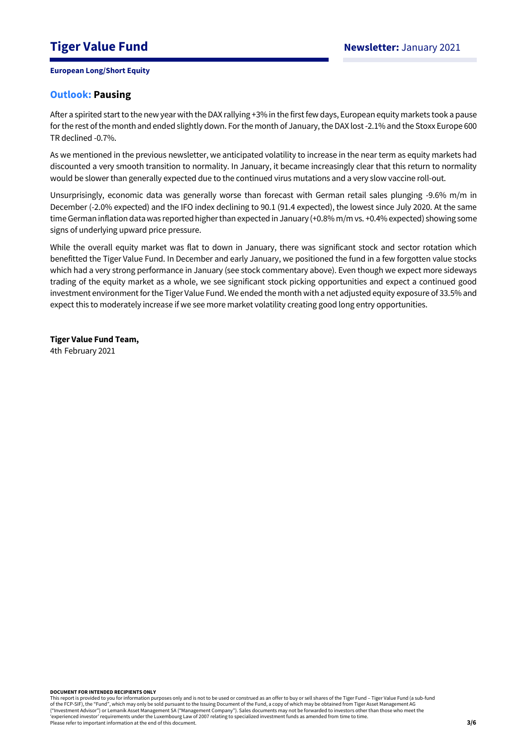**European Long/Short Equity**

## Outlook: Pausing

After a spirited start to the new year with the DAX rallying +3% in the first few days, European equity markets took a pause for the rest of the month and ended slightly down. For the month of January, the DAX lost -2.1% and the Stoxx Europe 600 TR declined -0.7%.

As we mentioned in the previous newsletter, we anticipated volatility to increase in the near term as equity markets had discounted a very smooth transition to normality. In January, it became increasingly clear that this return to normality would be slower than generally expected due to the continued virus mutations and a very slow vaccine roll-out.

Unsurprisingly, economic data was generally worse than forecast with German retail sales plunging -9.6% m/m in December (-2.0% expected) and the IFO index declining to 90.1 (91.4 expected), the lowest since July 2020. At the same time German inflation data was reported higher than expected in January (+0.8% m/m vs. +0.4% expected) showing some signs of underlying upward price pressure.

While the overall equity market was flat to down in January, there was significant stock and sector rotation which benefitted the Tiger Value Fund. In December and early January, we positioned the fund in a few forgotten value stocks which had a very strong performance in January (see stock commentary above). Even though we expect more sideways trading of the equity market as a whole, we see significant stock picking opportunities and expect a continued good investment environment for the Tiger Value Fund. We ended the month with a net adjusted equity exposure of 33.5% and expect this to moderately increase if we see more market volatility creating good long entry opportunities.

**Tiger Value Fund Team,**
4th February 2021

**DOCUMENT FOR INTENDED RECIPIENTS ONLY**
This report is provided to you for information purposes only and is not to be used or construed as an offer to buy or sell shares of the Tiger Fund – Tiger Value Fund (a sub-fund of the FCP-SIF), the "Fund", which may only be sold pursuant to the Issuing Document of the Fund, a copy of which may be obtained from Tiger Asset Management AG ("Investment Advisor") or Lemanik Asset Management SA ("Management Company"). Sales documents may not be forwarded to investors other than those who meet the 'experienced investor' requirements under the Luxembourg Law of 2007 relating to specialized investment funds as amended from time to time.
Please refer to important information at the end of this document.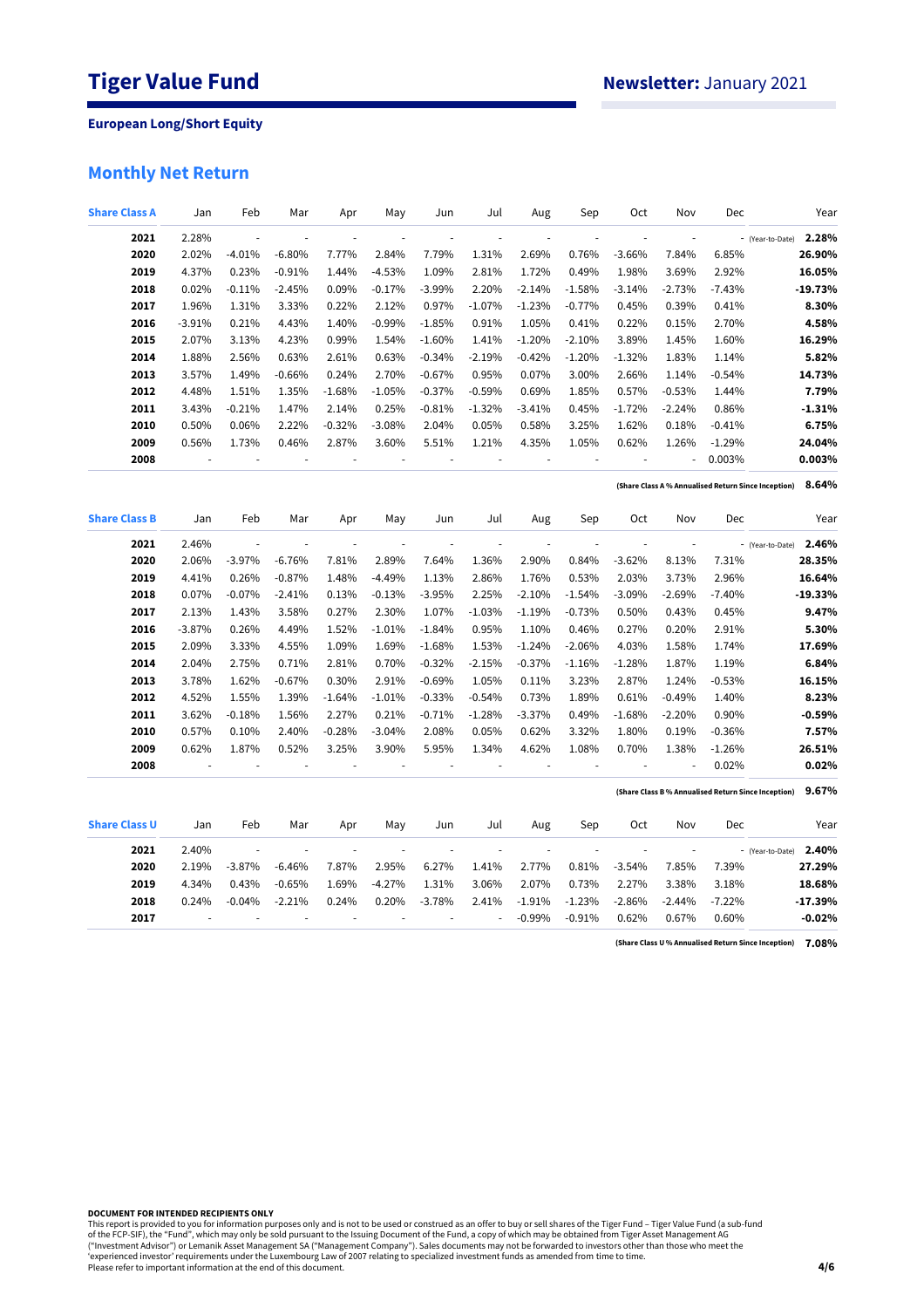# Tiger Value Fund

**Newsletter:** January 2021

**European Long/Short Equity**

## Monthly Net Return

| Share Class A | Jan | Feb | Mar | Apr | May | Jun | Jul | Aug | Sep | Oct | Nov | Dec | Year |
|---|---|---|---|---|---|---|---|---|---|---|---|---|---|
| **2021** | 2.28% | - | - | - | - | - | - | - | - | - | - | - (Year-to-Date) | **2.28%** |
| **2020** | 2.02% | -4.01% | -6.80% | 7.77% | 2.84% | 7.79% | 1.31% | 2.69% | 0.76% | -3.66% | 7.84% | 6.85% | **26.90%** |
| **2019** | 4.37% | 0.23% | -0.91% | 1.44% | -4.53% | 1.09% | 2.81% | 1.72% | 0.49% | 1.98% | 3.69% | 2.92% | **16.05%** |
| **2018** | 0.02% | -0.11% | -2.45% | 0.09% | -0.17% | -3.99% | 2.20% | -2.14% | -1.58% | -3.14% | -2.73% | -7.43% | **-19.73%** |
| **2017** | 1.96% | 1.31% | 3.33% | 0.22% | 2.12% | 0.97% | -1.07% | -1.23% | -0.77% | 0.45% | 0.39% | 0.41% | **8.30%** |
| **2016** | -3.91% | 0.21% | 4.43% | 1.40% | -0.99% | -1.85% | 0.91% | 1.05% | 0.41% | 0.22% | 0.15% | 2.70% | **4.58%** |
| **2015** | 2.07% | 3.13% | 4.23% | 0.99% | 1.54% | -1.60% | 1.41% | -1.20% | -2.10% | 3.89% | 1.45% | 1.60% | **16.29%** |
| **2014** | 1.88% | 2.56% | 0.63% | 2.61% | 0.63% | -0.34% | -2.19% | -0.42% | -1.20% | -1.32% | 1.83% | 1.14% | **5.82%** |
| **2013** | 3.57% | 1.49% | -0.66% | 0.24% | 2.70% | -0.67% | 0.95% | 0.07% | 3.00% | 2.66% | 1.14% | -0.54% | **14.73%** |
| **2012** | 4.48% | 1.51% | 1.35% | -1.68% | -1.05% | -0.37% | -0.59% | 0.69% | 1.85% | 0.57% | -0.53% | 1.44% | **7.79%** |
| **2011** | 3.43% | -0.21% | 1.47% | 2.14% | 0.25% | -0.81% | -1.32% | -3.41% | 0.45% | -1.72% | -2.24% | 0.86% | **-1.31%** |
| **2010** | 0.50% | 0.06% | 2.22% | -0.32% | -3.08% | 2.04% | 0.05% | 0.58% | 3.25% | 1.62% | 0.18% | -0.41% | **6.75%** |
| **2009** | 0.56% | 1.73% | 0.46% | 2.87% | 3.60% | 5.51% | 1.21% | 4.35% | 1.05% | 0.62% | 1.26% | -1.29% | **24.04%** |
| **2008** | - | - | - | - | - | - | - | - | - | - | - | 0.003% | **0.003%** |

(Share Class A % Annualised Return Since Inception) **8.64%**

| Share Class B | Jan | Feb | Mar | Apr | May | Jun | Jul | Aug | Sep | Oct | Nov | Dec | Year |
|---|---|---|---|---|---|---|---|---|---|---|---|---|---|
| **2021** | 2.46% | - | - | - | - | - | - | - | - | - | - | - (Year-to-Date) | **2.46%** |
| **2020** | 2.06% | -3.97% | -6.76% | 7.81% | 2.89% | 7.64% | 1.36% | 2.90% | 0.84% | -3.62% | 8.13% | 7.31% | **28.35%** |
| **2019** | 4.41% | 0.26% | -0.87% | 1.48% | -4.49% | 1.13% | 2.86% | 1.76% | 0.53% | 2.03% | 3.73% | 2.96% | **16.64%** |
| **2018** | 0.07% | -0.07% | -2.41% | 0.13% | -0.13% | -3.95% | 2.25% | -2.10% | -1.54% | -3.09% | -2.69% | -7.40% | **-19.33%** |
| **2017** | 2.13% | 1.43% | 3.58% | 0.27% | 2.30% | 1.07% | -1.03% | -1.19% | -0.73% | 0.50% | 0.43% | 0.45% | **9.47%** |
| **2016** | -3.87% | 0.26% | 4.49% | 1.52% | -1.01% | -1.84% | 0.95% | 1.10% | 0.46% | 0.27% | 0.20% | 2.91% | **5.30%** |
| **2015** | 2.09% | 3.33% | 4.55% | 1.09% | 1.69% | -1.68% | 1.53% | -1.24% | -2.06% | 4.03% | 1.58% | 1.74% | **17.69%** |
| **2014** | 2.04% | 2.75% | 0.71% | 2.81% | 0.70% | -0.32% | -2.15% | -0.37% | -1.16% | -1.28% | 1.87% | 1.19% | **6.84%** |
| **2013** | 3.78% | 1.62% | -0.67% | 0.30% | 2.91% | -0.69% | 1.05% | 0.11% | 3.23% | 2.87% | 1.24% | -0.53% | **16.15%** |
| **2012** | 4.52% | 1.55% | 1.39% | -1.64% | -1.01% | -0.33% | -0.54% | 0.73% | 1.89% | 0.61% | -0.49% | 1.40% | **8.23%** |
| **2011** | 3.62% | -0.18% | 1.56% | 2.27% | 0.21% | -0.71% | -1.28% | -3.37% | 0.49% | -1.68% | -2.20% | 0.90% | **-0.59%** |
| **2010** | 0.57% | 0.10% | 2.40% | -0.28% | -3.04% | 2.08% | 0.05% | 0.62% | 3.32% | 1.80% | 0.19% | -0.36% | **7.57%** |
| **2009** | 0.62% | 1.87% | 0.52% | 3.25% | 3.90% | 5.95% | 1.34% | 4.62% | 1.08% | 0.70% | 1.38% | -1.26% | **26.51%** |
| **2008** | - | - | - | - | - | - | - | - | - | - | - | 0.02% | **0.02%** |

(Share Class B % Annualised Return Since Inception) **9.67%**

| Share Class U | Jan | Feb | Mar | Apr | May | Jun | Jul | Aug | Sep | Oct | Nov | Dec | Year |
|---|---|---|---|---|---|---|---|---|---|---|---|---|---|
| **2021** | 2.40% | - | - | - | - | - | - | - | - | - | - | - (Year-to-Date) | **2.40%** |
| **2020** | 2.19% | -3.87% | -6.46% | 7.87% | 2.95% | 6.27% | 1.41% | 2.77% | 0.81% | -3.54% | 7.85% | 7.39% | **27.29%** |
| **2019** | 4.34% | 0.43% | -0.65% | 1.69% | -4.27% | 1.31% | 3.06% | 2.07% | 0.73% | 2.27% | 3.38% | 3.18% | **18.68%** |
| **2018** | 0.24% | -0.04% | -2.21% | 0.24% | 0.20% | -3.78% | 2.41% | -1.91% | -1.23% | -2.86% | -2.44% | -7.22% | **-17.39%** |
| **2017** | - | - | - | - | - | - | - | -0.99% | -0.91% | 0.62% | 0.67% | 0.60% | **-0.02%** |

(Share Class U % Annualised Return Since Inception) **7.08%**

**DOCUMENT FOR INTENDED RECIPIENTS ONLY**
This report is provided to you for information purposes only and is not to be used or construed as an offer to buy or sell shares of the Tiger Fund – Tiger Value Fund (a sub-fund of the FCP-SIF), the "Fund", which may only be sold pursuant to the Issuing Document of the Fund, a copy of which may be obtained from Tiger Asset Management AG ("Investment Advisor") or Lemanik Asset Management SA ("Management Company"). Sales documents may not be forwarded to investors other than those who meet the 'experienced investor' requirements under the Luxembourg Law of 2007 relating to specialized investment funds as amended from time to time.
Please refer to important information at the end of this document.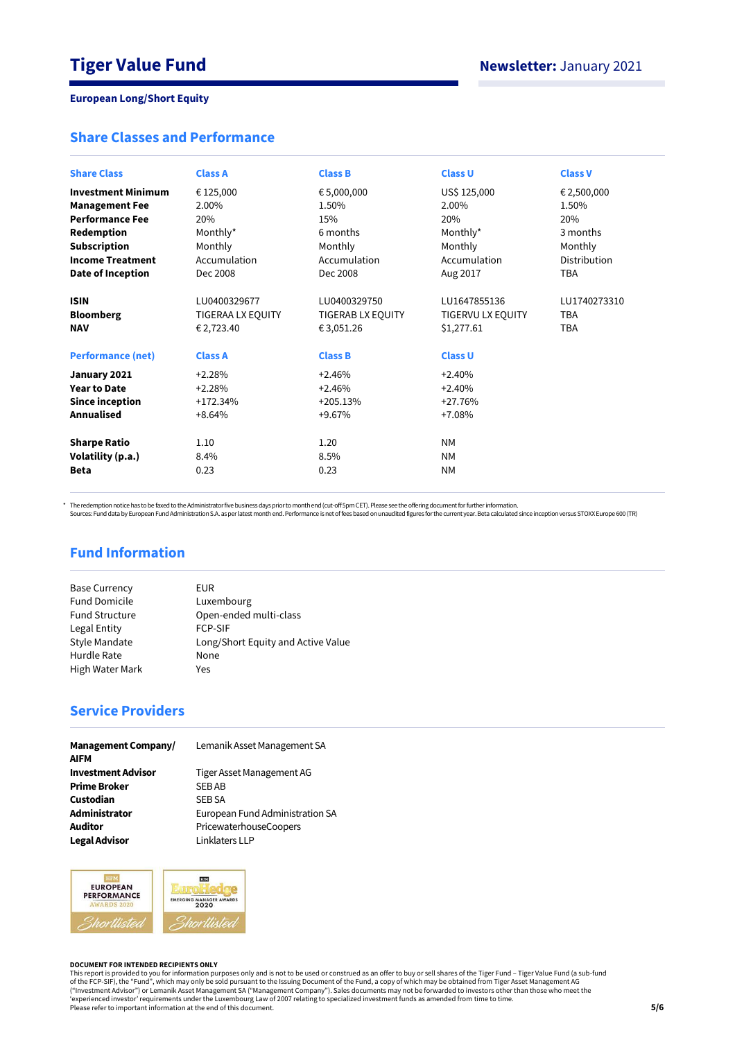# Tiger Value Fund

**Newsletter:** January 2021

**European Long/Short Equity**

## Share Classes and Performance

| Share Class | Class A | Class B | Class U | Class V |
|---|---|---|---|---|
| **Investment Minimum** | € 125,000 | € 5,000,000 | US$ 125,000 | € 2,500,000 |
| **Management Fee** | 2.00% | 1.50% | 2.00% | 1.50% |
| **Performance Fee** | 20% | 15% | 20% | 20% |
| **Redemption** | Monthly* | 6 months | Monthly* | 3 months |
| **Subscription** | Monthly | Monthly | Monthly | Monthly |
| **Income Treatment** | Accumulation | Accumulation | Accumulation | Distribution |
| **Date of Inception** | Dec 2008 | Dec 2008 | Aug 2017 | TBA |
| **ISIN** | LU0400329677 | LU0400329750 | LU1647855136 | LU1740273310 |
| **Bloomberg** | TIGERAA LX EQUITY | TIGERAB LX EQUITY | TIGERVU LX EQUITY | TBA |
| **NAV** | € 2,723.40 | € 3,051.26 | $1,277.61 | TBA |

| Performance (net) | Class A | Class B | Class U |
|---|---|---|---|
| **January 2021** | +2.28% | +2.46% | +2.40% |
| **Year to Date** | +2.28% | +2.46% | +2.40% |
| **Since inception** | +172.34% | +205.13% | +27.76% |
| **Annualised** | +8.64% | +9.67% | +7.08% |
| **Sharpe Ratio** | 1.10 | 1.20 | NM |
| **Volatility (p.a.)** | 8.4% | 8.5% | NM |
| **Beta** | 0.23 | 0.23 | NM |

\* The redemption notice has to be faxed to the Administrator five business days prior to month end (cut-off 5pm CET). Please see the offering document for further information.
Sources: Fund data by European Fund Administration S.A. as per latest month end. Performance is net of fees based on unaudited figures for the current year. Beta calculated since inception versus STOXX Europe 600 (TR)

## Fund Information

| | |
|---|---|
| Base Currency | EUR |
| Fund Domicile | Luxembourg |
| Fund Structure | Open-ended multi-class |
| Legal Entity | FCP-SIF |
| Style Mandate | Long/Short Equity and Active Value |
| Hurdle Rate | None |
| High Water Mark | Yes |

## Service Providers

| | |
|---|---|
| **Management Company/ AIFM** | Lemanik Asset Management SA |
| **Investment Advisor** | Tiger Asset Management AG |
| **Prime Broker** | SEB AB |
| **Custodian** | SEB SA |
| **Administrator** | European Fund Administration SA |
| **Auditor** | PricewaterhouseCoopers |
| **Legal Advisor** | Linklaters LLP |

HFM EUROPEAN PERFORMANCE AWARDS 2020 Shortlisted

HFM EuroHedge EMERGING MANAGER AWARDS 2020 Shortlisted

**DOCUMENT FOR INTENDED RECIPIENTS ONLY**
This report is provided to you for information purposes only and is not to be used or construed as an offer to buy or sell shares of the Tiger Fund – Tiger Value Fund (a sub-fund of the FCP-SIF), the "Fund", which may only be sold pursuant to the Issuing Document of the Fund, a copy of which may be obtained from Tiger Asset Management AG ("Investment Advisor") or Lemanik Asset Management SA ("Management Company"). Sales documents may not be forwarded to investors other than those who meet the 'experienced investor' requirements under the Luxembourg Law of 2007 relating to specialized investment funds as amended from time to time.
Please refer to important information at the end of this document.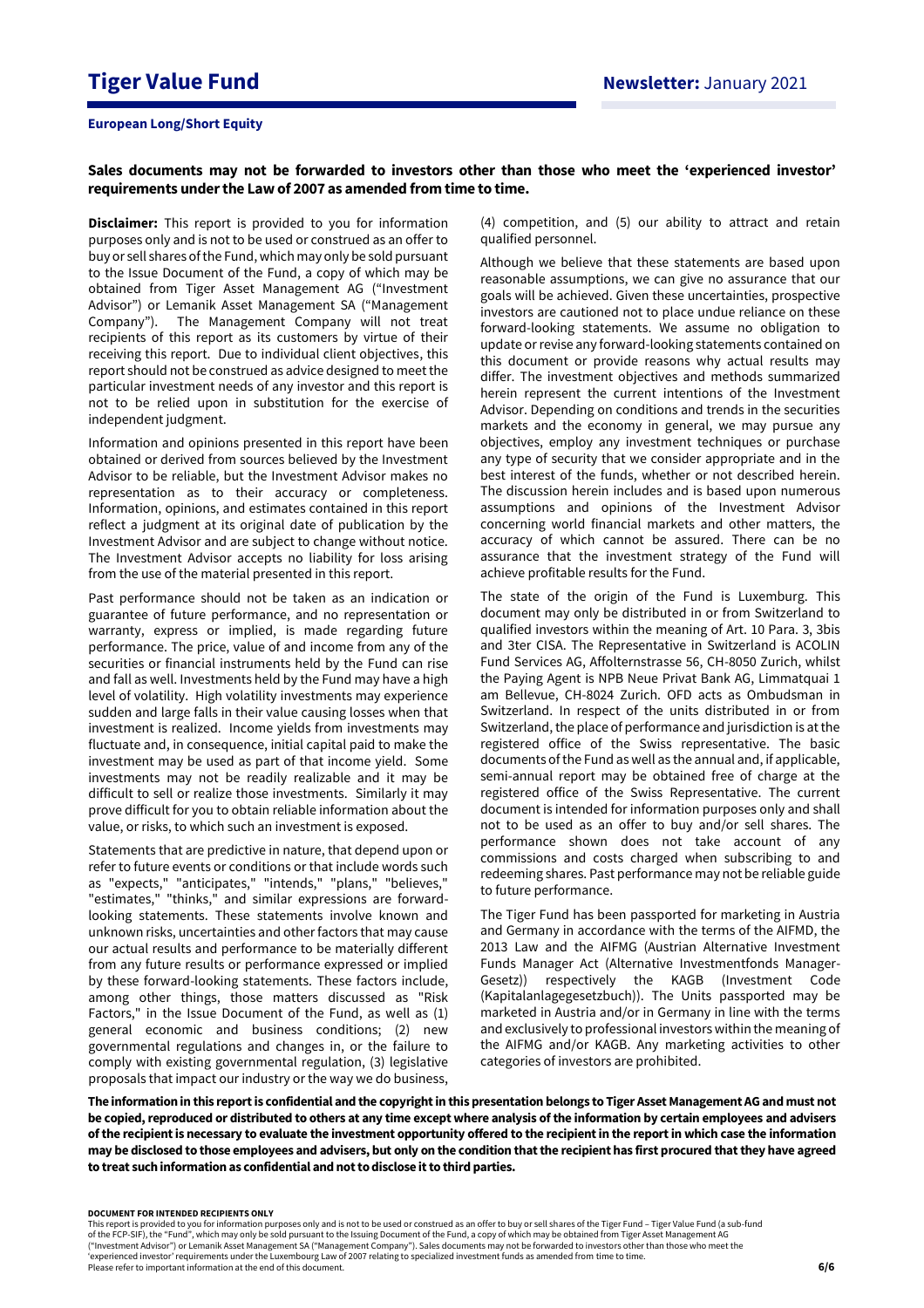# Tiger Value Fund

**Newsletter:** January 2021

**European Long/Short Equity**

**Sales documents may not be forwarded to investors other than those who meet the 'experienced investor' requirements under the Law of 2007 as amended from time to time.**

**Disclaimer:** This report is provided to you for information purposes only and is not to be used or construed as an offer to buy or sell shares of the Fund, which may only be sold pursuant to the Issue Document of the Fund, a copy of which may be obtained from Tiger Asset Management AG ("Investment Advisor") or Lemanik Asset Management SA ("Management Company"). The Management Company will not treat recipients of this report as its customers by virtue of their receiving this report. Due to individual client objectives, this report should not be construed as advice designed to meet the particular investment needs of any investor and this report is not to be relied upon in substitution for the exercise of independent judgment.

Information and opinions presented in this report have been obtained or derived from sources believed by the Investment Advisor to be reliable, but the Investment Advisor makes no representation as to their accuracy or completeness. Information, opinions, and estimates contained in this report reflect a judgment at its original date of publication by the Investment Advisor and are subject to change without notice. The Investment Advisor accepts no liability for loss arising from the use of the material presented in this report.

Past performance should not be taken as an indication or guarantee of future performance, and no representation or warranty, express or implied, is made regarding future performance. The price, value of and income from any of the securities or financial instruments held by the Fund can rise and fall as well. Investments held by the Fund may have a high level of volatility. High volatility investments may experience sudden and large falls in their value causing losses when that investment is realized. Income yields from investments may fluctuate and, in consequence, initial capital paid to make the investment may be used as part of that income yield. Some investments may not be readily realizable and it may be difficult to sell or realize those investments. Similarly it may prove difficult for you to obtain reliable information about the value, or risks, to which such an investment is exposed.

Statements that are predictive in nature, that depend upon or refer to future events or conditions or that include words such as "expects," "anticipates," "intends," "plans," "believes," "estimates," "thinks," and similar expressions are forward-looking statements. These statements involve known and unknown risks, uncertainties and other factors that may cause our actual results and performance to be materially different from any future results or performance expressed or implied by these forward-looking statements. These factors include, among other things, those matters discussed as "Risk Factors," in the Issue Document of the Fund, as well as (1) general economic and business conditions; (2) new governmental regulations and changes in, or the failure to comply with existing governmental regulation, (3) legislative proposals that impact our industry or the way we do business, (4) competition, and (5) our ability to attract and retain qualified personnel.

Although we believe that these statements are based upon reasonable assumptions, we can give no assurance that our goals will be achieved. Given these uncertainties, prospective investors are cautioned not to place undue reliance on these forward-looking statements. We assume no obligation to update or revise any forward-looking statements contained on this document or provide reasons why actual results may differ. The investment objectives and methods summarized herein represent the current intentions of the Investment Advisor. Depending on conditions and trends in the securities markets and the economy in general, we may pursue any objectives, employ any investment techniques or purchase any type of security that we consider appropriate and in the best interest of the funds, whether or not described herein. The discussion herein includes and is based upon numerous assumptions and opinions of the Investment Advisor concerning world financial markets and other matters, the accuracy of which cannot be assured. There can be no assurance that the investment strategy of the Fund will achieve profitable results for the Fund.

The state of the origin of the Fund is Luxemburg. This document may only be distributed in or from Switzerland to qualified investors within the meaning of Art. 10 Para. 3, 3bis and 3ter CISA. The Representative in Switzerland is ACOLIN Fund Services AG, Affolternstrasse 56, CH-8050 Zurich, whilst the Paying Agent is NPB Neue Privat Bank AG, Limmatquai 1 am Bellevue, CH-8024 Zurich. OFD acts as Ombudsman in Switzerland. In respect of the units distributed in or from Switzerland, the place of performance and jurisdiction is at the registered office of the Swiss representative. The basic documents of the Fund as well as the annual and, if applicable, semi-annual report may be obtained free of charge at the registered office of the Swiss Representative. The current document is intended for information purposes only and shall not to be used as an offer to buy and/or sell shares. The performance shown does not take account of any commissions and costs charged when subscribing to and redeeming shares. Past performance may not be reliable guide to future performance.

The Tiger Fund has been passported for marketing in Austria and Germany in accordance with the terms of the AIFMD, the 2013 Law and the AIFMG (Austrian Alternative Investment Funds Manager Act (Alternative Investmentfonds Manager-Gesetz)) respectively the KAGB (Investment Code (Kapitalanlagegesetzbuch)). The Units passported may be marketed in Austria and/or in Germany in line with the terms and exclusively to professional investors within the meaning of the AIFMG and/or KAGB. Any marketing activities to other categories of investors are prohibited.

**The information in this report is confidential and the copyright in this presentation belongs to Tiger Asset Management AG and must not be copied, reproduced or distributed to others at any time except where analysis of the information by certain employees and advisers of the recipient is necessary to evaluate the investment opportunity offered to the recipient in the report in which case the information may be disclosed to those employees and advisers, but only on the condition that the recipient has first procured that they have agreed to treat such information as confidential and not to disclose it to third parties.**

**DOCUMENT FOR INTENDED RECIPIENTS ONLY**

This report is provided to you for information purposes only and is not to be used or construed as an offer to buy or sell shares of the Tiger Fund – Tiger Value Fund (a sub-fund of the FCP-SIF), the "Fund", which may only be sold pursuant to the Issuing Document of the Fund, a copy of which may be obtained from Tiger Asset Management AG ("Investment Advisor") or Lemanik Asset Management SA ("Management Company"). Sales documents may not be forwarded to investors other than those who meet the 'experienced investor' requirements under the Luxembourg Law of 2007 relating to specialized investment funds as amended from time to time.
Please refer to important information at the end of this document.